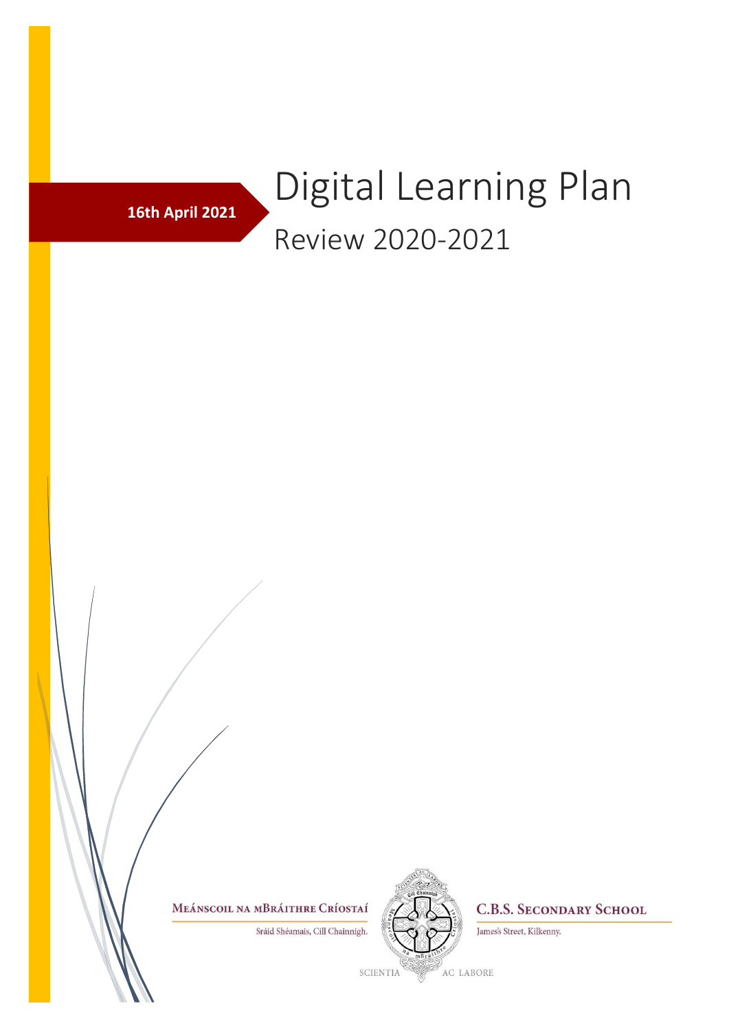**16th April 2021**

# Digital Learning Plan

## Review 2020-2021

MEÁNSCOIL NA MBRÁITHRE CRÍOSTAÍ

Sráid Shéamais, Cill Chainnigh.

C.B.S. SECONDARY SCHOOL

James's Street, Kilkenny.

SCIENTIA AC LABORE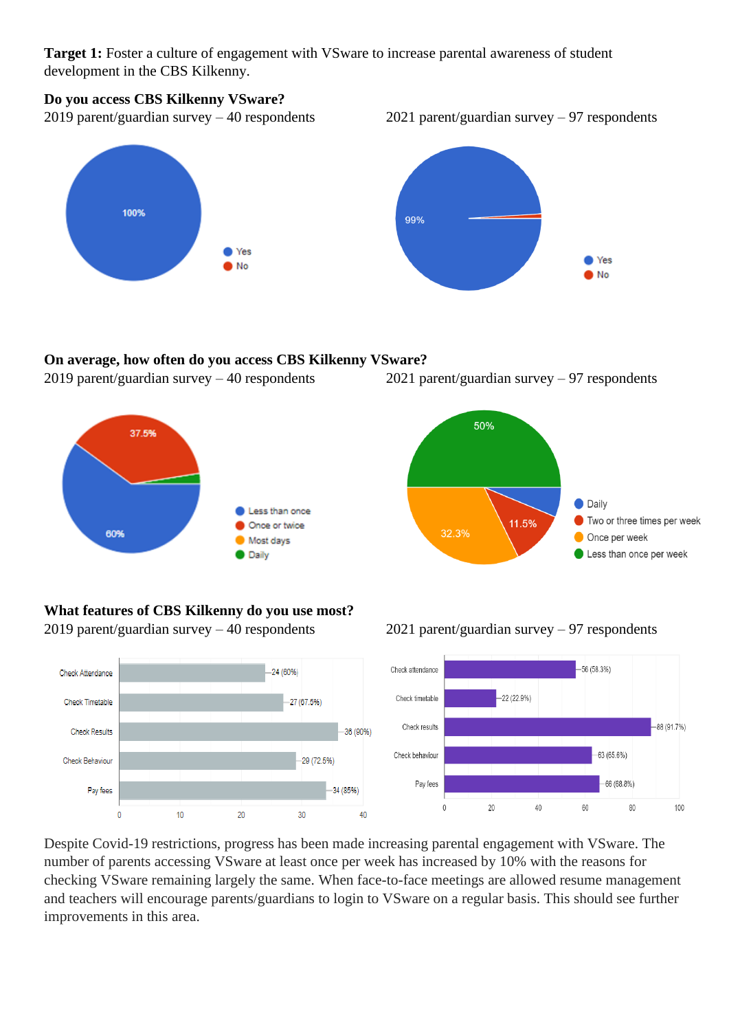**Target 1:** Foster a culture of engagement with VSware to increase parental awareness of student development in the CBS Kilkenny.

**Do you access CBS Kilkenny VSware?**

2019 parent/guardian survey – 40 respondents

- Yes: 100%
- No

2021 parent/guardian survey – 97 respondents

- Yes: 99%
- No

**On average, how often do you access CBS Kilkenny VSware?**

2019 parent/guardian survey – 40 respondents

- Less than once: 60%
- Once or twice: 37.5%
- Most days
- Daily

2021 parent/guardian survey – 97 respondents

- Daily
- Two or three times per week: 11.5%
- Once per week: 32.3%
- Less than once per week: 50%

**What features of CBS Kilkenny do you use most?**

2019 parent/guardian survey – 40 respondents

| Feature | Responses |
|---|---|
| Check Attendance | 24 (60%) |
| Check Timetable | 27 (67.5%) |
| Check Results | 36 (90%) |
| Check Behaviour | 29 (72.5%) |
| Pay fees | 34 (85%) |

2021 parent/guardian survey – 97 respondents

| Feature | Responses |
|---|---|
| Check attendance | 56 (58.3%) |
| Check timetable | 22 (22.9%) |
| Check results | 88 (91.7%) |
| Check behaviour | 63 (65.6%) |
| Pay fees | 66 (68.8%) |

Despite Covid-19 restrictions, progress has been made increasing parental engagement with VSware. The number of parents accessing VSware at least once per week has increased by 10% with the reasons for checking VSware remaining largely the same. When face-to-face meetings are allowed resume management and teachers will encourage parents/guardians to login to VSware on a regular basis. This should see further improvements in this area.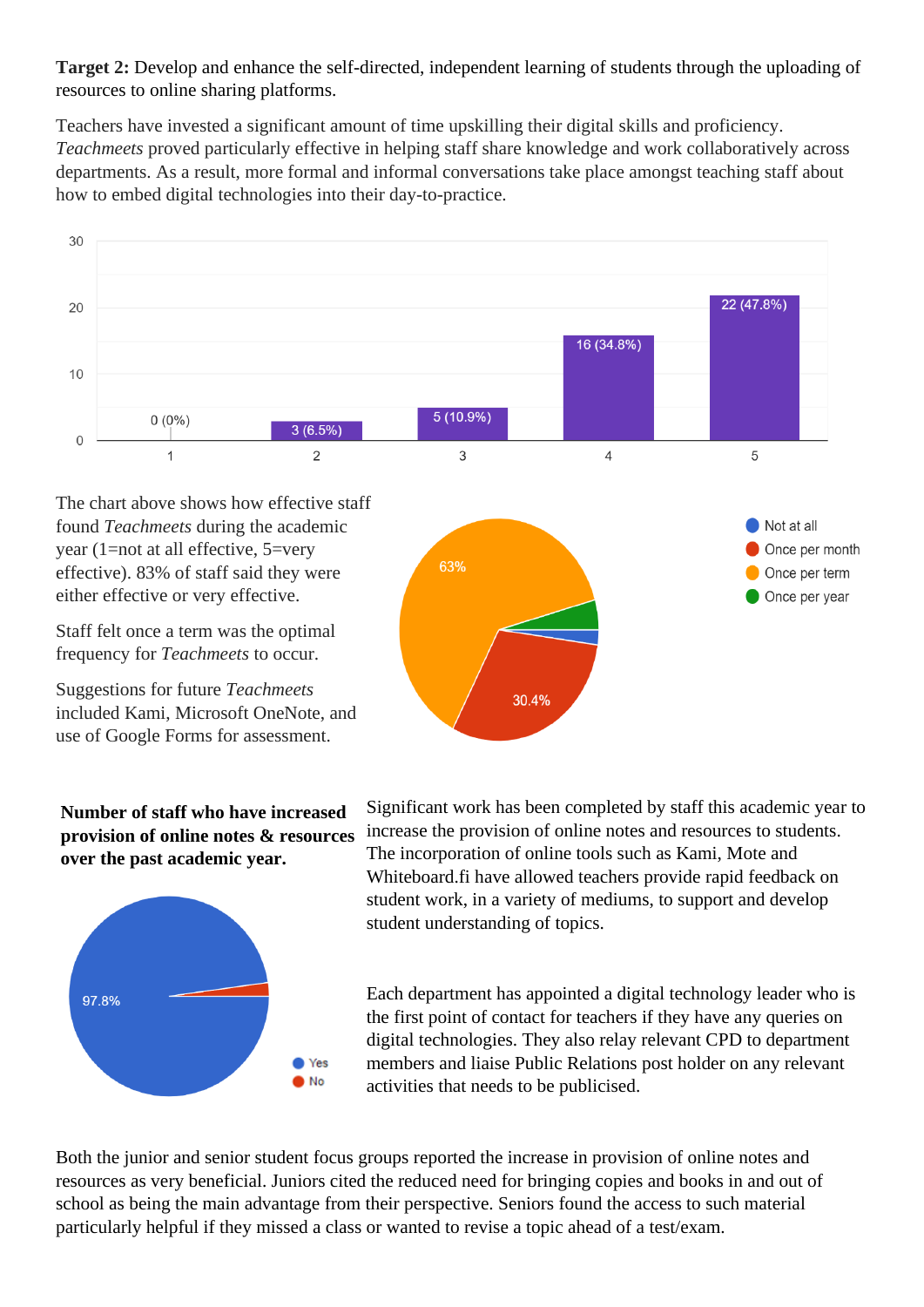**Target 2:** Develop and enhance the self-directed, independent learning of students through the uploading of resources to online sharing platforms.

Teachers have invested a significant amount of time upskilling their digital skills and proficiency. *Teachmeets* proved particularly effective in helping staff share knowledge and work collaboratively across departments. As a result, more formal and informal conversations take place amongst teaching staff about how to embed digital technologies into their day-to-practice.

| Rating | Responses |
|---|---|
| 1 | 0 (0%) |
| 2 | 3 (6.5%) |
| 3 | 5 (10.9%) |
| 4 | 16 (34.8%) |
| 5 | 22 (47.8%) |

The chart above shows how effective staff found *Teachmeets* during the academic year (1=not at all effective, 5=very effective). 83% of staff said they were either effective or very effective.

Staff felt once a term was the optimal frequency for *Teachmeets* to occur.

Suggestions for future *Teachmeets* included Kami, Microsoft OneNote, and use of Google Forms for assessment.

| Frequency | Percentage |
|---|---|
| Once per term | 63% |
| Once per month | 30.4% |
| Once per year | |
| Not at all | |

**Number of staff who have increased provision of online notes & resources over the past academic year.**

| Response | Percentage |
|---|---|
| Yes | 97.8% |
| No | |

Significant work has been completed by staff this academic year to increase the provision of online notes and resources to students. The incorporation of online tools such as Kami, Mote and Whiteboard.fi have allowed teachers provide rapid feedback on student work, in a variety of mediums, to support and develop student understanding of topics.

Each department has appointed a digital technology leader who is the first point of contact for teachers if they have any queries on digital technologies. They also relay relevant CPD to department members and liaise Public Relations post holder on any relevant activities that needs to be publicised.

Both the junior and senior student focus groups reported the increase in provision of online notes and resources as very beneficial. Juniors cited the reduced need for bringing copies and books in and out of school as being the main advantage from their perspective. Seniors found the access to such material particularly helpful if they missed a class or wanted to revise a topic ahead of a test/exam.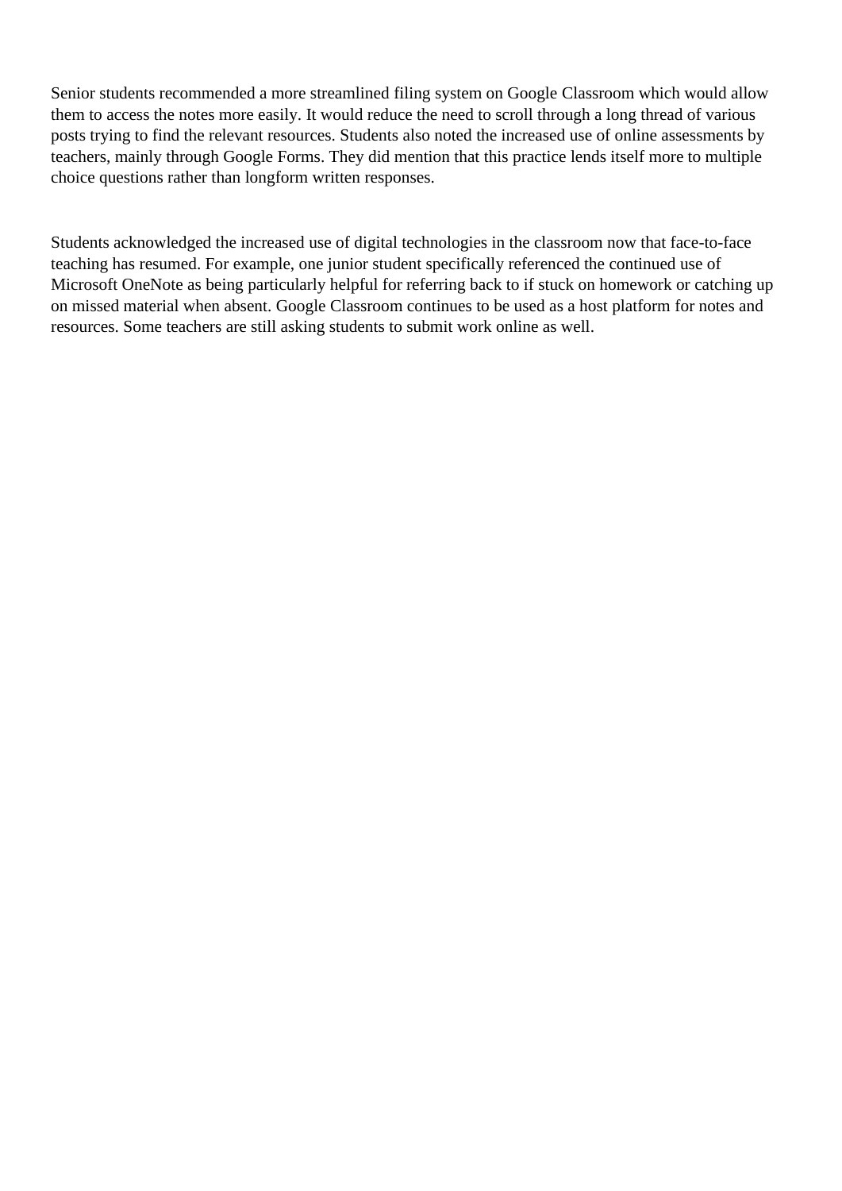Senior students recommended a more streamlined filing system on Google Classroom which would allow them to access the notes more easily. It would reduce the need to scroll through a long thread of various posts trying to find the relevant resources. Students also noted the increased use of online assessments by teachers, mainly through Google Forms. They did mention that this practice lends itself more to multiple choice questions rather than longform written responses.

Students acknowledged the increased use of digital technologies in the classroom now that face-to-face teaching has resumed. For example, one junior student specifically referenced the continued use of Microsoft OneNote as being particularly helpful for referring back to if stuck on homework or catching up on missed material when absent. Google Classroom continues to be used as a host platform for notes and resources. Some teachers are still asking students to submit work online as well.